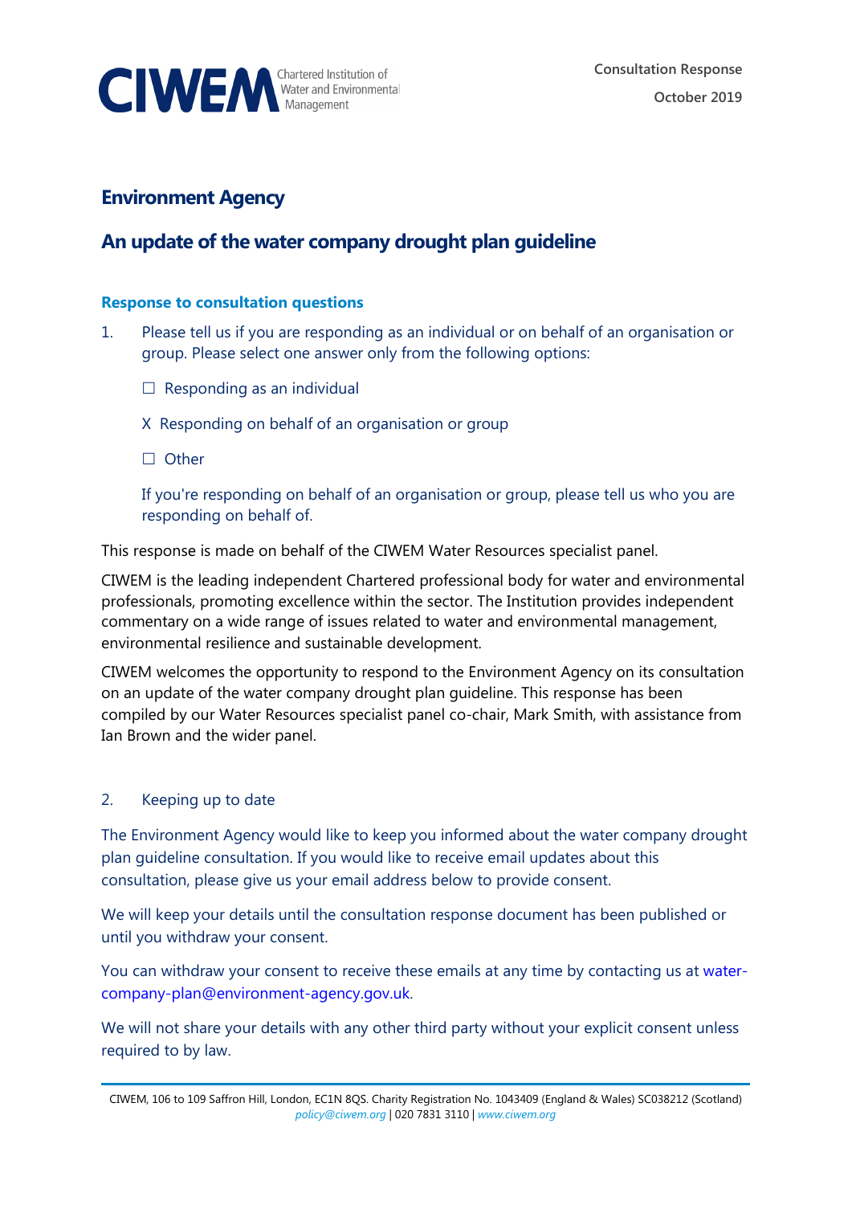CIWEM Chartered Institution of Water and Environmental Management

Consultation Response

October 2019

## Environment Agency

## An update of the water company drought plan guideline

### Response to consultation questions

1. Please tell us if you are responding as an individual or on behalf of an organisation or group. Please select one answer only from the following options:

   ☐ Responding as an individual

   X Responding on behalf of an organisation or group

   ☐ Other

   If you're responding on behalf of an organisation or group, please tell us who you are responding on behalf of.

This response is made on behalf of the CIWEM Water Resources specialist panel.

CIWEM is the leading independent Chartered professional body for water and environmental professionals, promoting excellence within the sector. The Institution provides independent commentary on a wide range of issues related to water and environmental management, environmental resilience and sustainable development.

CIWEM welcomes the opportunity to respond to the Environment Agency on its consultation on an update of the water company drought plan guideline. This response has been compiled by our Water Resources specialist panel co-chair, Mark Smith, with assistance from Ian Brown and the wider panel.

2. Keeping up to date

The Environment Agency would like to keep you informed about the water company drought plan guideline consultation. If you would like to receive email updates about this consultation, please give us your email address below to provide consent.

We will keep your details until the consultation response document has been published or until you withdraw your consent.

You can withdraw your consent to receive these emails at any time by contacting us at water-company-plan@environment-agency.gov.uk.

We will not share your details with any other third party without your explicit consent unless required to by law.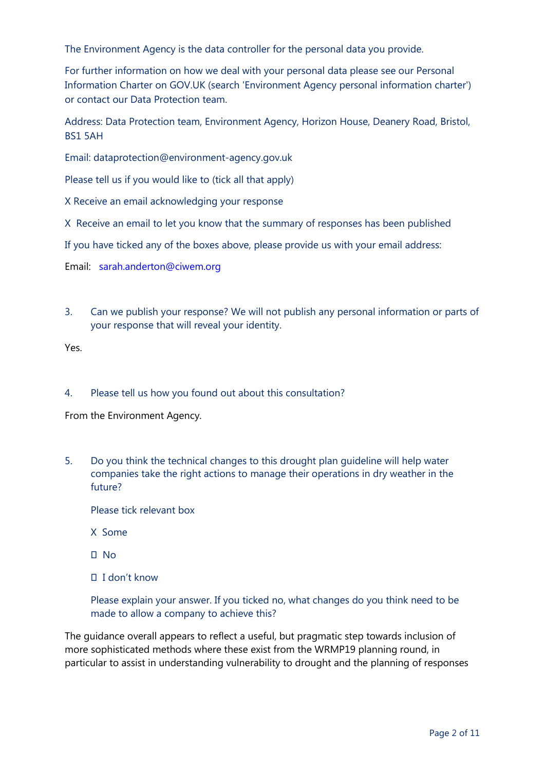The Environment Agency is the data controller for the personal data you provide.

For further information on how we deal with your personal data please see our Personal Information Charter on GOV.UK (search 'Environment Agency personal information charter') or contact our Data Protection team.

Address: Data Protection team, Environment Agency, Horizon House, Deanery Road, Bristol, BS1 5AH

Email: dataprotection@environment-agency.gov.uk

Please tell us if you would like to (tick all that apply)

X Receive an email acknowledging your response

X Receive an email to let you know that the summary of responses has been published

If you have ticked any of the boxes above, please provide us with your email address:

Email: sarah.anderton@ciwem.org

3. Can we publish your response? We will not publish any personal information or parts of your response that will reveal your identity.

Yes.

4. Please tell us how you found out about this consultation?

From the Environment Agency.

5. Do you think the technical changes to this drought plan guideline will help water companies take the right actions to manage their operations in dry weather in the future?

   Please tick relevant box

   X Some

   ☐ No

   ☐ I don't know

   Please explain your answer. If you ticked no, what changes do you think need to be made to allow a company to achieve this?

The guidance overall appears to reflect a useful, but pragmatic step towards inclusion of more sophisticated methods where these exist from the WRMP19 planning round, in particular to assist in understanding vulnerability to drought and the planning of responses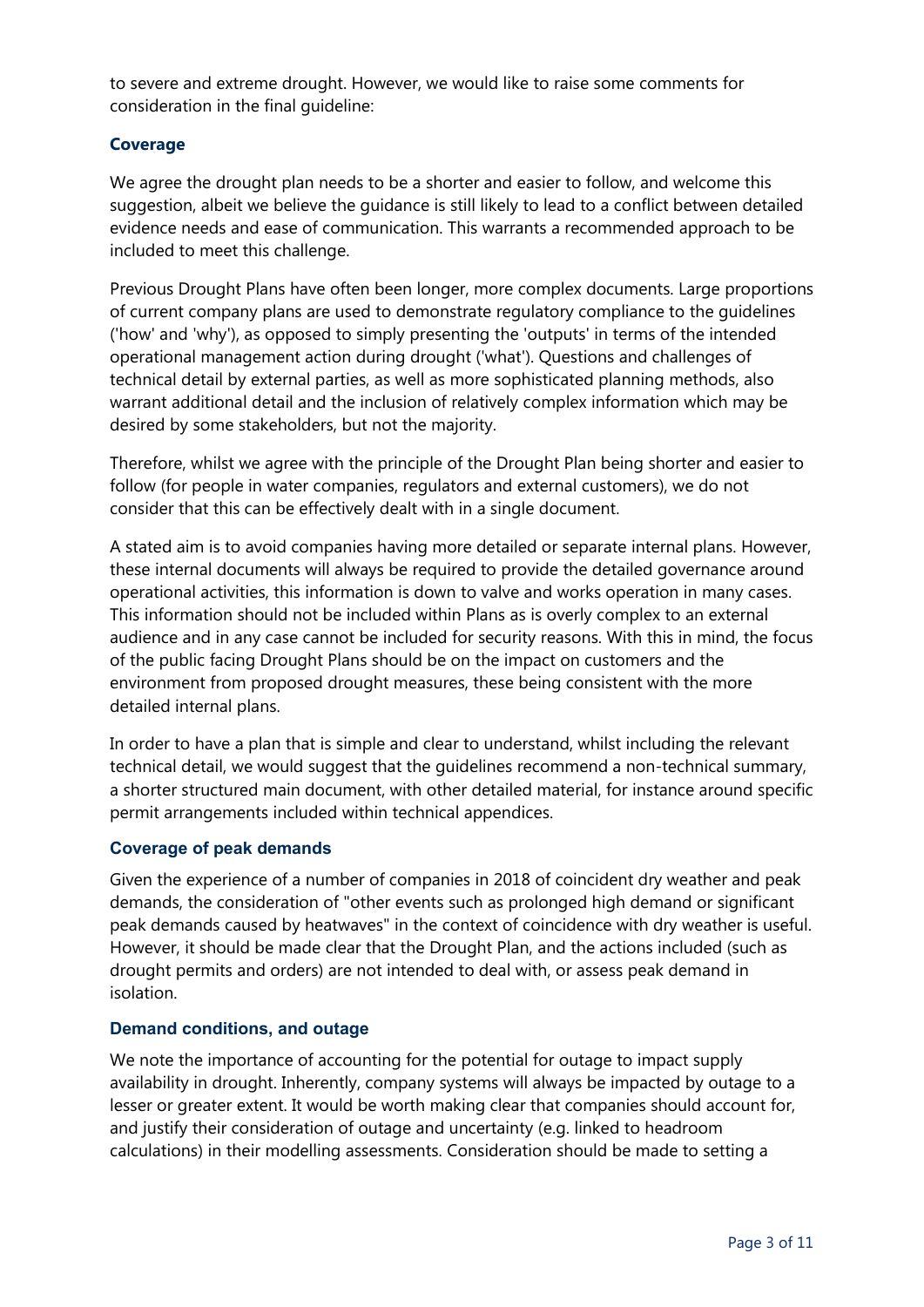to severe and extreme drought. However, we would like to raise some comments for consideration in the final guideline:

### Coverage

We agree the drought plan needs to be a shorter and easier to follow, and welcome this suggestion, albeit we believe the guidance is still likely to lead to a conflict between detailed evidence needs and ease of communication. This warrants a recommended approach to be included to meet this challenge.

Previous Drought Plans have often been longer, more complex documents. Large proportions of current company plans are used to demonstrate regulatory compliance to the guidelines ('how' and 'why'), as opposed to simply presenting the 'outputs' in terms of the intended operational management action during drought ('what'). Questions and challenges of technical detail by external parties, as well as more sophisticated planning methods, also warrant additional detail and the inclusion of relatively complex information which may be desired by some stakeholders, but not the majority.

Therefore, whilst we agree with the principle of the Drought Plan being shorter and easier to follow (for people in water companies, regulators and external customers), we do not consider that this can be effectively dealt with in a single document.

A stated aim is to avoid companies having more detailed or separate internal plans. However, these internal documents will always be required to provide the detailed governance around operational activities, this information is down to valve and works operation in many cases. This information should not be included within Plans as is overly complex to an external audience and in any case cannot be included for security reasons. With this in mind, the focus of the public facing Drought Plans should be on the impact on customers and the environment from proposed drought measures, these being consistent with the more detailed internal plans.

In order to have a plan that is simple and clear to understand, whilst including the relevant technical detail, we would suggest that the guidelines recommend a non-technical summary, a shorter structured main document, with other detailed material, for instance around specific permit arrangements included within technical appendices.

### Coverage of peak demands

Given the experience of a number of companies in 2018 of coincident dry weather and peak demands, the consideration of "other events such as prolonged high demand or significant peak demands caused by heatwaves" in the context of coincidence with dry weather is useful. However, it should be made clear that the Drought Plan, and the actions included (such as drought permits and orders) are not intended to deal with, or assess peak demand in isolation.

### Demand conditions, and outage

We note the importance of accounting for the potential for outage to impact supply availability in drought. Inherently, company systems will always be impacted by outage to a lesser or greater extent. It would be worth making clear that companies should account for, and justify their consideration of outage and uncertainty (e.g. linked to headroom calculations) in their modelling assessments. Consideration should be made to setting a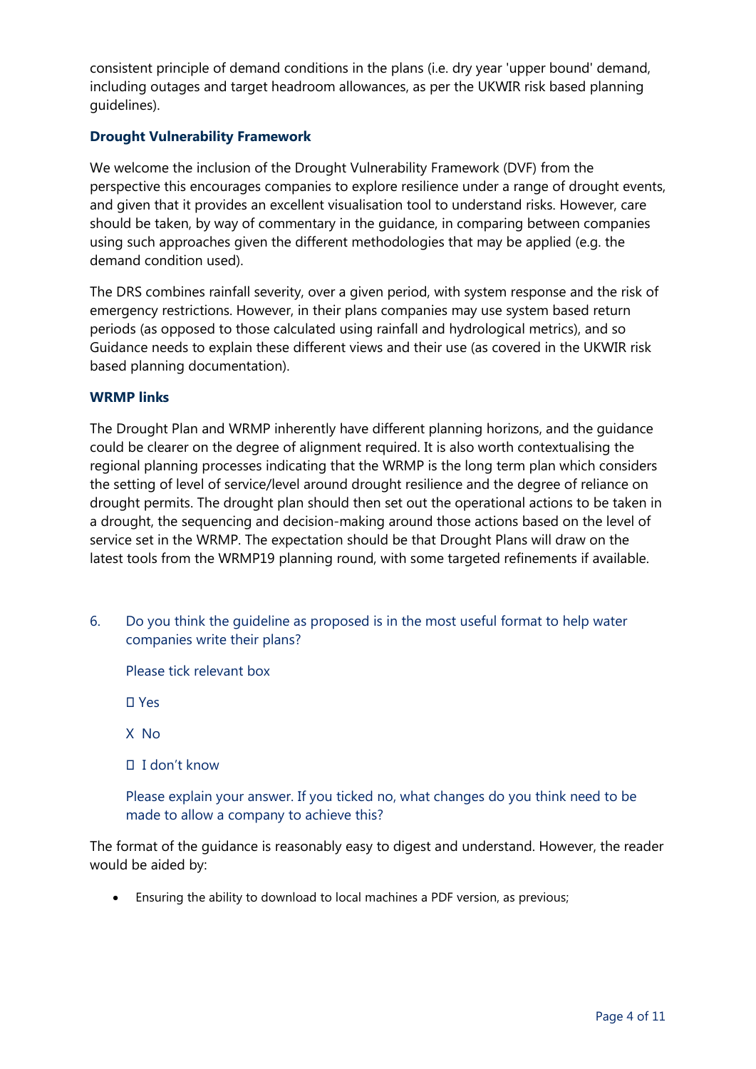consistent principle of demand conditions in the plans (i.e. dry year 'upper bound' demand, including outages and target headroom allowances, as per the UKWIR risk based planning guidelines).

**Drought Vulnerability Framework**

We welcome the inclusion of the Drought Vulnerability Framework (DVF) from the perspective this encourages companies to explore resilience under a range of drought events, and given that it provides an excellent visualisation tool to understand risks. However, care should be taken, by way of commentary in the guidance, in comparing between companies using such approaches given the different methodologies that may be applied (e.g. the demand condition used).

The DRS combines rainfall severity, over a given period, with system response and the risk of emergency restrictions. However, in their plans companies may use system based return periods (as opposed to those calculated using rainfall and hydrological metrics), and so Guidance needs to explain these different views and their use (as covered in the UKWIR risk based planning documentation).

**WRMP links**

The Drought Plan and WRMP inherently have different planning horizons, and the guidance could be clearer on the degree of alignment required. It is also worth contextualising the regional planning processes indicating that the WRMP is the long term plan which considers the setting of level of service/level around drought resilience and the degree of reliance on drought permits. The drought plan should then set out the operational actions to be taken in a drought, the sequencing and decision-making around those actions based on the level of service set in the WRMP. The expectation should be that Drought Plans will draw on the latest tools from the WRMP19 planning round, with some targeted refinements if available.

6. Do you think the guideline as proposed is in the most useful format to help water companies write their plans?

   Please tick relevant box

   ☐ Yes

   X No

   ☐ I don't know

   Please explain your answer. If you ticked no, what changes do you think need to be made to allow a company to achieve this?

The format of the guidance is reasonably easy to digest and understand. However, the reader would be aided by:

- Ensuring the ability to download to local machines a PDF version, as previous;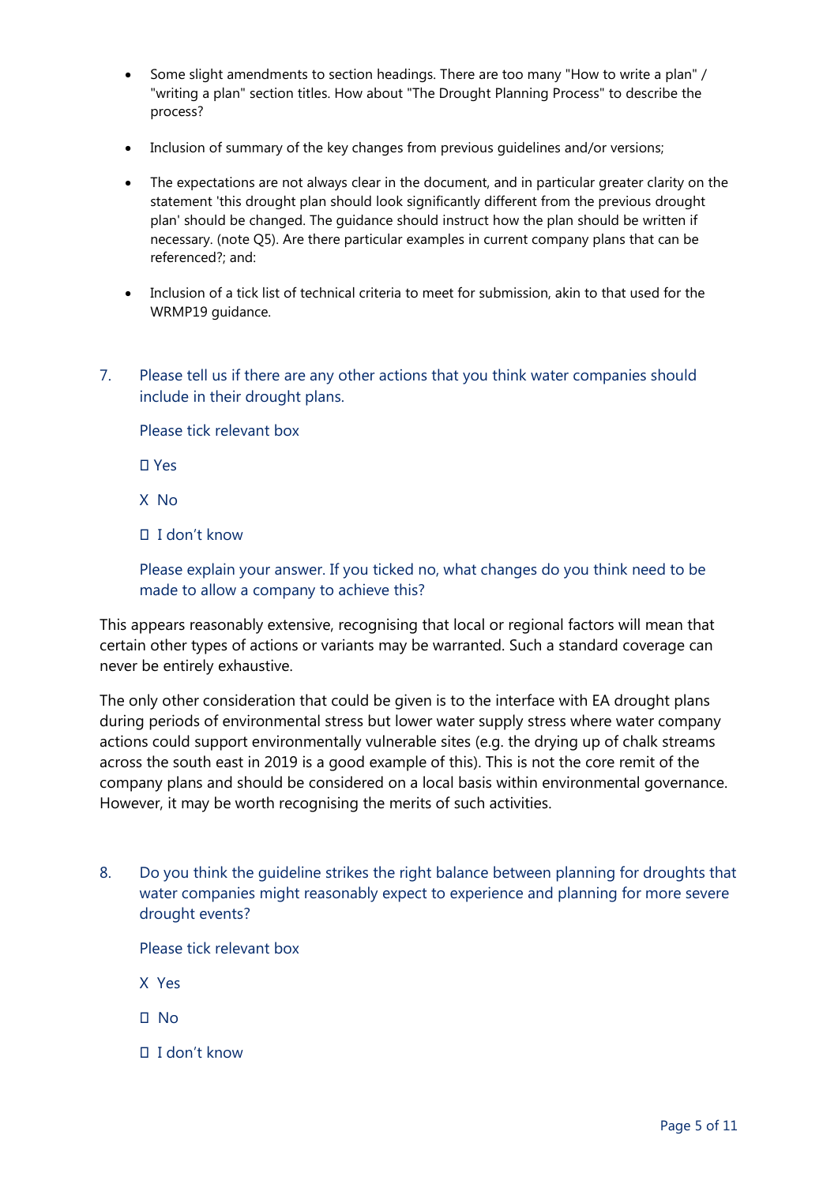- Some slight amendments to section headings. There are too many "How to write a plan" / "writing a plan" section titles. How about "The Drought Planning Process" to describe the process?

- Inclusion of summary of the key changes from previous guidelines and/or versions;

- The expectations are not always clear in the document, and in particular greater clarity on the statement 'this drought plan should look significantly different from the previous drought plan' should be changed. The guidance should instruct how the plan should be written if necessary. (note Q5). Are there particular examples in current company plans that can be referenced?; and:

- Inclusion of a tick list of technical criteria to meet for submission, akin to that used for the WRMP19 guidance.

7. Please tell us if there are any other actions that you think water companies should include in their drought plans.

   Please tick relevant box

   ☐ Yes

   X No

   ☐ I don't know

   Please explain your answer. If you ticked no, what changes do you think need to be made to allow a company to achieve this?

This appears reasonably extensive, recognising that local or regional factors will mean that certain other types of actions or variants may be warranted. Such a standard coverage can never be entirely exhaustive.

The only other consideration that could be given is to the interface with EA drought plans during periods of environmental stress but lower water supply stress where water company actions could support environmentally vulnerable sites (e.g. the drying up of chalk streams across the south east in 2019 is a good example of this). This is not the core remit of the company plans and should be considered on a local basis within environmental governance. However, it may be worth recognising the merits of such activities.

8. Do you think the guideline strikes the right balance between planning for droughts that water companies might reasonably expect to experience and planning for more severe drought events?

   Please tick relevant box

   X Yes

   ☐ No

   ☐ I don't know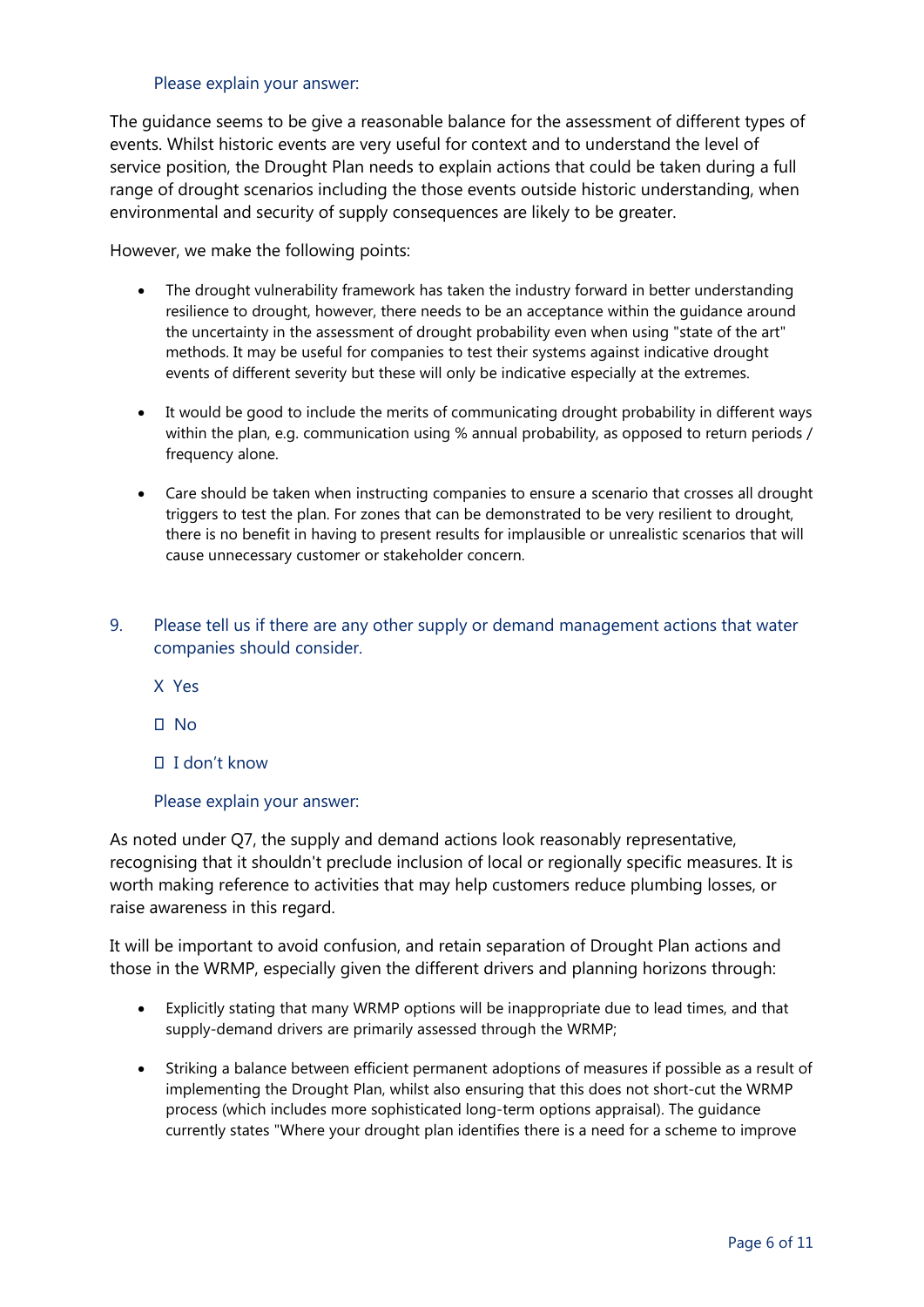Please explain your answer:

The guidance seems to be give a reasonable balance for the assessment of different types of events. Whilst historic events are very useful for context and to understand the level of service position, the Drought Plan needs to explain actions that could be taken during a full range of drought scenarios including the those events outside historic understanding, when environmental and security of supply consequences are likely to be greater.

However, we make the following points:

- The drought vulnerability framework has taken the industry forward in better understanding resilience to drought, however, there needs to be an acceptance within the guidance around the uncertainty in the assessment of drought probability even when using "state of the art" methods. It may be useful for companies to test their systems against indicative drought events of different severity but these will only be indicative especially at the extremes.

- It would be good to include the merits of communicating drought probability in different ways within the plan, e.g. communication using % annual probability, as opposed to return periods / frequency alone.

- Care should be taken when instructing companies to ensure a scenario that crosses all drought triggers to test the plan. For zones that can be demonstrated to be very resilient to drought, there is no benefit in having to present results for implausible or unrealistic scenarios that will cause unnecessary customer or stakeholder concern.

9. Please tell us if there are any other supply or demand management actions that water companies should consider.

   X Yes

   ☐ No

   ☐ I don't know

   Please explain your answer:

As noted under Q7, the supply and demand actions look reasonably representative, recognising that it shouldn't preclude inclusion of local or regionally specific measures. It is worth making reference to activities that may help customers reduce plumbing losses, or raise awareness in this regard.

It will be important to avoid confusion, and retain separation of Drought Plan actions and those in the WRMP, especially given the different drivers and planning horizons through:

- Explicitly stating that many WRMP options will be inappropriate due to lead times, and that supply-demand drivers are primarily assessed through the WRMP;

- Striking a balance between efficient permanent adoptions of measures if possible as a result of implementing the Drought Plan, whilst also ensuring that this does not short-cut the WRMP process (which includes more sophisticated long-term options appraisal). The guidance currently states "Where your drought plan identifies there is a need for a scheme to improve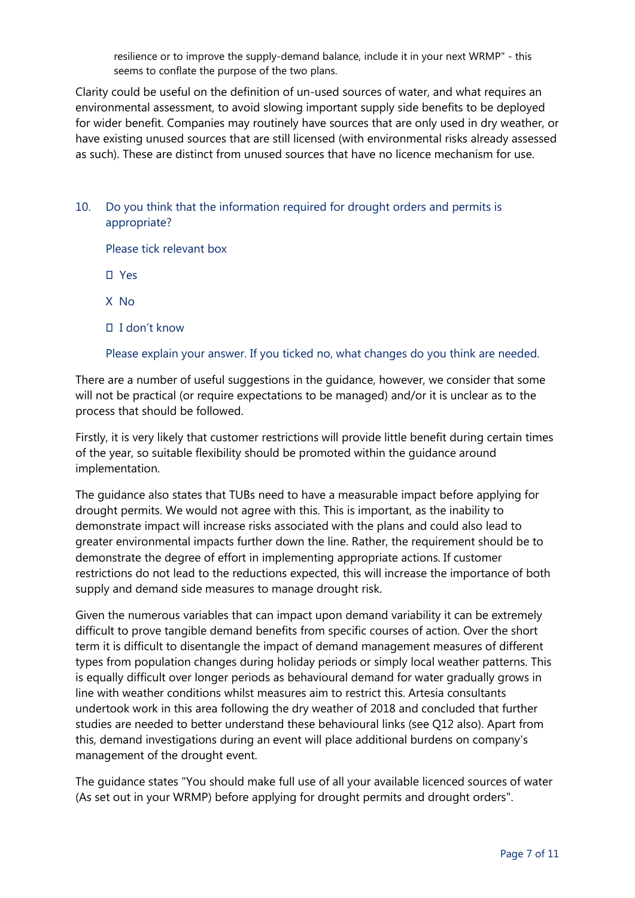resilience or to improve the supply-demand balance, include it in your next WRMP" - this seems to conflate the purpose of the two plans.

Clarity could be useful on the definition of un-used sources of water, and what requires an environmental assessment, to avoid slowing important supply side benefits to be deployed for wider benefit. Companies may routinely have sources that are only used in dry weather, or have existing unused sources that are still licensed (with environmental risks already assessed as such). These are distinct from unused sources that have no licence mechanism for use.

10. Do you think that the information required for drought orders and permits is appropriate?

    Please tick relevant box

    ☐ Yes

    X No

    ☐ I don't know

    Please explain your answer. If you ticked no, what changes do you think are needed.

There are a number of useful suggestions in the guidance, however, we consider that some will not be practical (or require expectations to be managed) and/or it is unclear as to the process that should be followed.

Firstly, it is very likely that customer restrictions will provide little benefit during certain times of the year, so suitable flexibility should be promoted within the guidance around implementation.

The guidance also states that TUBs need to have a measurable impact before applying for drought permits. We would not agree with this. This is important, as the inability to demonstrate impact will increase risks associated with the plans and could also lead to greater environmental impacts further down the line. Rather, the requirement should be to demonstrate the degree of effort in implementing appropriate actions. If customer restrictions do not lead to the reductions expected, this will increase the importance of both supply and demand side measures to manage drought risk.

Given the numerous variables that can impact upon demand variability it can be extremely difficult to prove tangible demand benefits from specific courses of action. Over the short term it is difficult to disentangle the impact of demand management measures of different types from population changes during holiday periods or simply local weather patterns. This is equally difficult over longer periods as behavioural demand for water gradually grows in line with weather conditions whilst measures aim to restrict this. Artesia consultants undertook work in this area following the dry weather of 2018 and concluded that further studies are needed to better understand these behavioural links (see Q12 also). Apart from this, demand investigations during an event will place additional burdens on company's management of the drought event.

The guidance states "You should make full use of all your available licenced sources of water (As set out in your WRMP) before applying for drought permits and drought orders".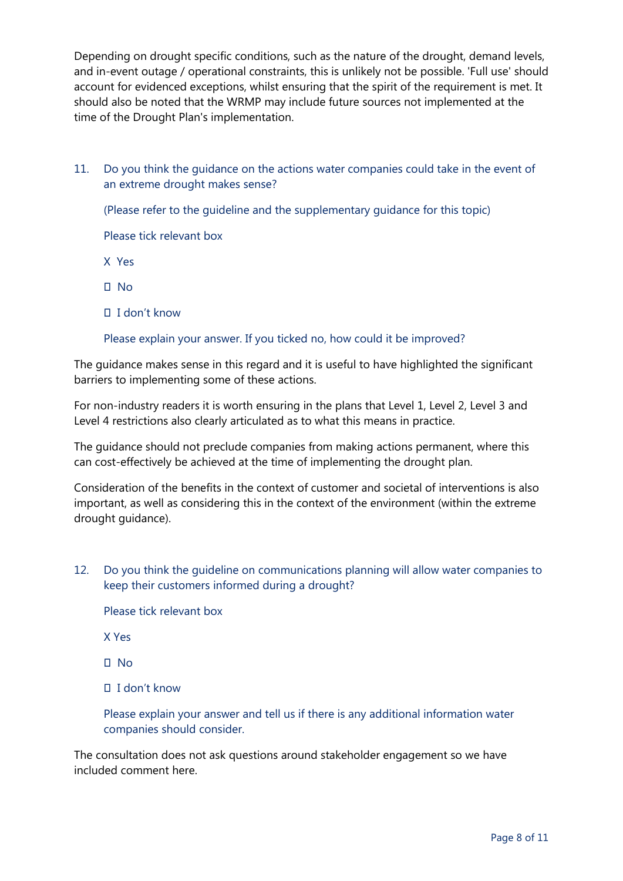Depending on drought specific conditions, such as the nature of the drought, demand levels, and in-event outage / operational constraints, this is unlikely not be possible. 'Full use' should account for evidenced exceptions, whilst ensuring that the spirit of the requirement is met. It should also be noted that the WRMP may include future sources not implemented at the time of the Drought Plan's implementation.

11. Do you think the guidance on the actions water companies could take in the event of an extreme drought makes sense?

    (Please refer to the guideline and the supplementary guidance for this topic)

    Please tick relevant box

    X Yes

    ☐ No

    ☐ I don't know

    Please explain your answer. If you ticked no, how could it be improved?

The guidance makes sense in this regard and it is useful to have highlighted the significant barriers to implementing some of these actions.

For non-industry readers it is worth ensuring in the plans that Level 1, Level 2, Level 3 and Level 4 restrictions also clearly articulated as to what this means in practice.

The guidance should not preclude companies from making actions permanent, where this can cost-effectively be achieved at the time of implementing the drought plan.

Consideration of the benefits in the context of customer and societal of interventions is also important, as well as considering this in the context of the environment (within the extreme drought guidance).

12. Do you think the guideline on communications planning will allow water companies to keep their customers informed during a drought?

    Please tick relevant box

    X Yes

    ☐ No

    ☐ I don't know

    Please explain your answer and tell us if there is any additional information water companies should consider.

The consultation does not ask questions around stakeholder engagement so we have included comment here.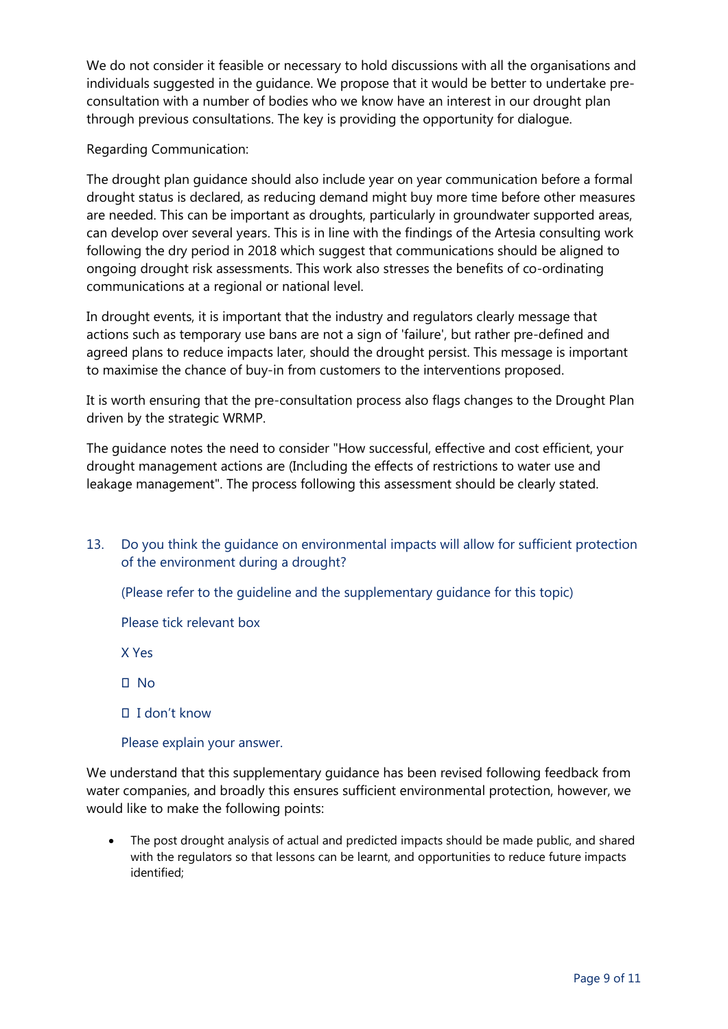We do not consider it feasible or necessary to hold discussions with all the organisations and individuals suggested in the guidance. We propose that it would be better to undertake pre-consultation with a number of bodies who we know have an interest in our drought plan through previous consultations. The key is providing the opportunity for dialogue.

Regarding Communication:

The drought plan guidance should also include year on year communication before a formal drought status is declared, as reducing demand might buy more time before other measures are needed. This can be important as droughts, particularly in groundwater supported areas, can develop over several years. This is in line with the findings of the Artesia consulting work following the dry period in 2018 which suggest that communications should be aligned to ongoing drought risk assessments. This work also stresses the benefits of co-ordinating communications at a regional or national level.

In drought events, it is important that the industry and regulators clearly message that actions such as temporary use bans are not a sign of 'failure', but rather pre-defined and agreed plans to reduce impacts later, should the drought persist. This message is important to maximise the chance of buy-in from customers to the interventions proposed.

It is worth ensuring that the pre-consultation process also flags changes to the Drought Plan driven by the strategic WRMP.

The guidance notes the need to consider "How successful, effective and cost efficient, your drought management actions are (Including the effects of restrictions to water use and leakage management". The process following this assessment should be clearly stated.

13. Do you think the guidance on environmental impacts will allow for sufficient protection of the environment during a drought?

    (Please refer to the guideline and the supplementary guidance for this topic)

    Please tick relevant box

    X Yes

    ☐ No

    ☐ I don't know

    Please explain your answer.

We understand that this supplementary guidance has been revised following feedback from water companies, and broadly this ensures sufficient environmental protection, however, we would like to make the following points:

- The post drought analysis of actual and predicted impacts should be made public, and shared with the regulators so that lessons can be learnt, and opportunities to reduce future impacts identified;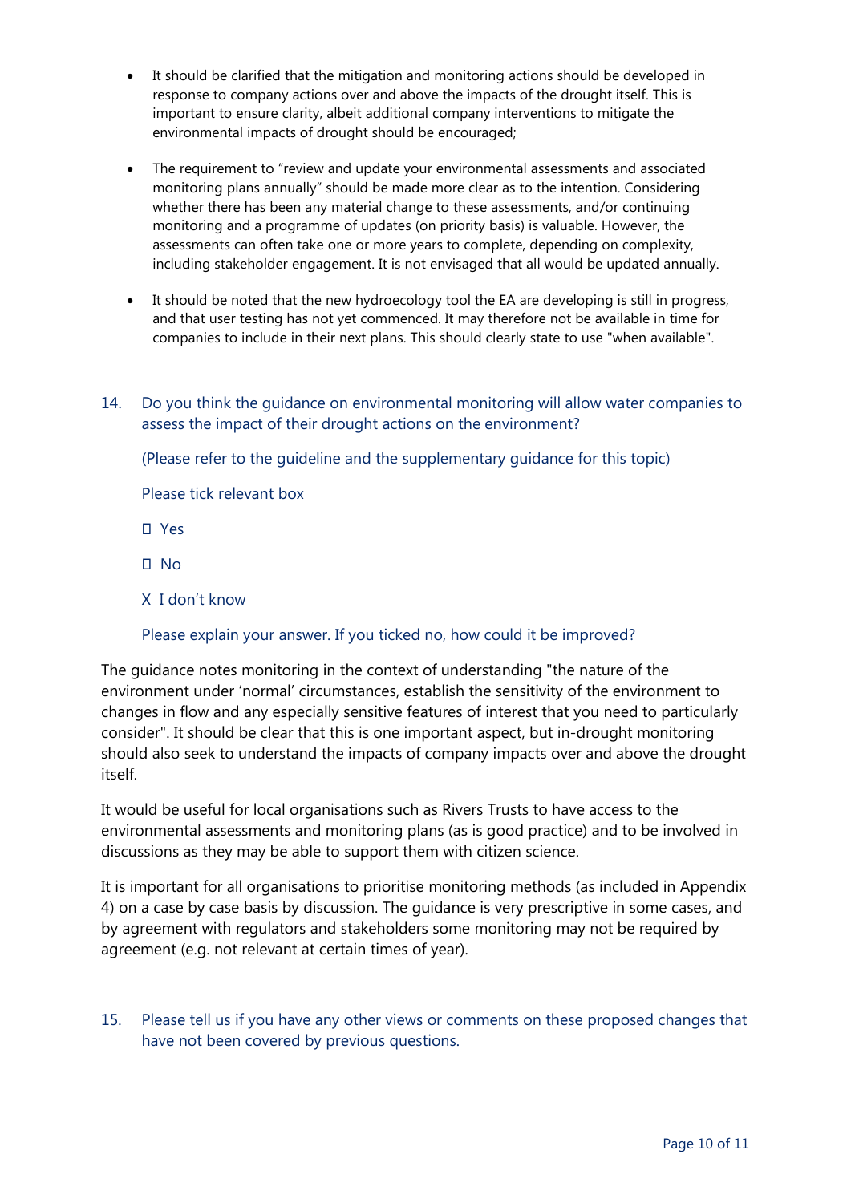- It should be clarified that the mitigation and monitoring actions should be developed in response to company actions over and above the impacts of the drought itself. This is important to ensure clarity, albeit additional company interventions to mitigate the environmental impacts of drought should be encouraged;
- The requirement to "review and update your environmental assessments and associated monitoring plans annually" should be made more clear as to the intention. Considering whether there has been any material change to these assessments, and/or continuing monitoring and a programme of updates (on priority basis) is valuable. However, the assessments can often take one or more years to complete, depending on complexity, including stakeholder engagement. It is not envisaged that all would be updated annually.
- It should be noted that the new hydroecology tool the EA are developing is still in progress, and that user testing has not yet commenced. It may therefore not be available in time for companies to include in their next plans. This should clearly state to use "when available".

14. Do you think the guidance on environmental monitoring will allow water companies to assess the impact of their drought actions on the environment?

    (Please refer to the guideline and the supplementary guidance for this topic)

    Please tick relevant box

    ☐ Yes

    ☐ No

    X I don't know

    Please explain your answer. If you ticked no, how could it be improved?

The guidance notes monitoring in the context of understanding "the nature of the environment under 'normal' circumstances, establish the sensitivity of the environment to changes in flow and any especially sensitive features of interest that you need to particularly consider". It should be clear that this is one important aspect, but in-drought monitoring should also seek to understand the impacts of company impacts over and above the drought itself.

It would be useful for local organisations such as Rivers Trusts to have access to the environmental assessments and monitoring plans (as is good practice) and to be involved in discussions as they may be able to support them with citizen science.

It is important for all organisations to prioritise monitoring methods (as included in Appendix 4) on a case by case basis by discussion. The guidance is very prescriptive in some cases, and by agreement with regulators and stakeholders some monitoring may not be required by agreement (e.g. not relevant at certain times of year).

15. Please tell us if you have any other views or comments on these proposed changes that have not been covered by previous questions.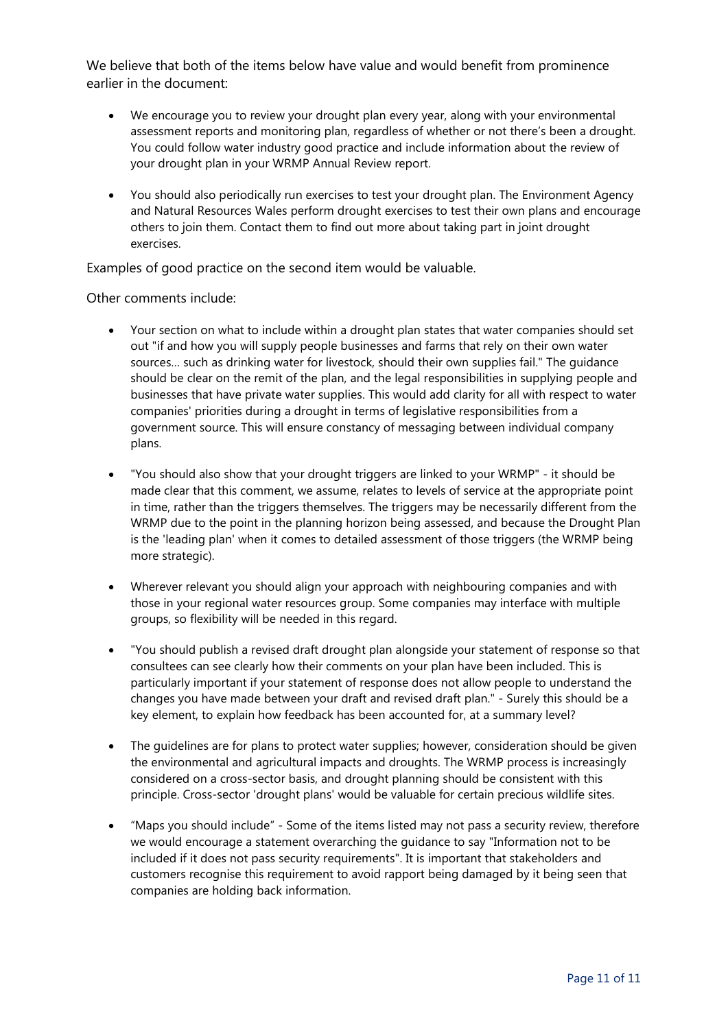We believe that both of the items below have value and would benefit from prominence earlier in the document:

- We encourage you to review your drought plan every year, along with your environmental assessment reports and monitoring plan, regardless of whether or not there's been a drought. You could follow water industry good practice and include information about the review of your drought plan in your WRMP Annual Review report.
- You should also periodically run exercises to test your drought plan. The Environment Agency and Natural Resources Wales perform drought exercises to test their own plans and encourage others to join them. Contact them to find out more about taking part in joint drought exercises.

Examples of good practice on the second item would be valuable.

Other comments include:

- Your section on what to include within a drought plan states that water companies should set out "if and how you will supply people businesses and farms that rely on their own water sources… such as drinking water for livestock, should their own supplies fail." The guidance should be clear on the remit of the plan, and the legal responsibilities in supplying people and businesses that have private water supplies. This would add clarity for all with respect to water companies' priorities during a drought in terms of legislative responsibilities from a government source. This will ensure constancy of messaging between individual company plans.
- "You should also show that your drought triggers are linked to your WRMP" - it should be made clear that this comment, we assume, relates to levels of service at the appropriate point in time, rather than the triggers themselves. The triggers may be necessarily different from the WRMP due to the point in the planning horizon being assessed, and because the Drought Plan is the 'leading plan' when it comes to detailed assessment of those triggers (the WRMP being more strategic).
- Wherever relevant you should align your approach with neighbouring companies and with those in your regional water resources group. Some companies may interface with multiple groups, so flexibility will be needed in this regard.
- "You should publish a revised draft drought plan alongside your statement of response so that consultees can see clearly how their comments on your plan have been included. This is particularly important if your statement of response does not allow people to understand the changes you have made between your draft and revised draft plan." - Surely this should be a key element, to explain how feedback has been accounted for, at a summary level?
- The guidelines are for plans to protect water supplies; however, consideration should be given the environmental and agricultural impacts and droughts. The WRMP process is increasingly considered on a cross-sector basis, and drought planning should be consistent with this principle. Cross-sector 'drought plans' would be valuable for certain precious wildlife sites.
- "Maps you should include" - Some of the items listed may not pass a security review, therefore we would encourage a statement overarching the guidance to say "Information not to be included if it does not pass security requirements". It is important that stakeholders and customers recognise this requirement to avoid rapport being damaged by it being seen that companies are holding back information.